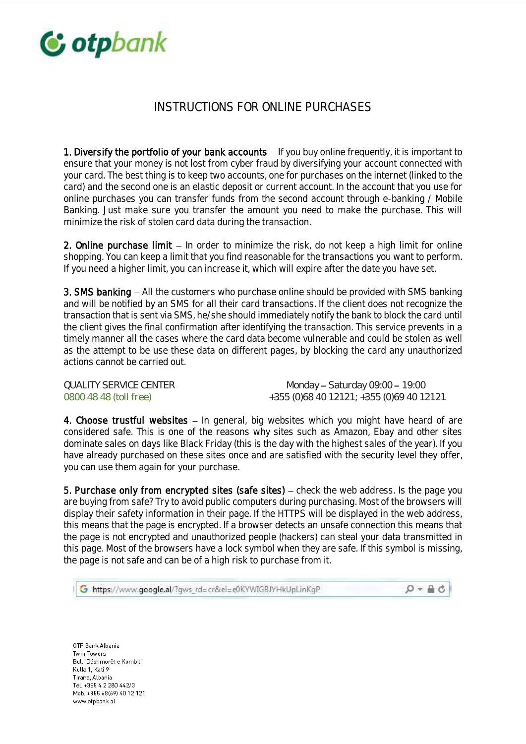# INSTRUCTIONS FOR ONLINE PURCHASES

**1. Diversify the portfolio of your bank accounts** – If you buy online frequently, it is important to ensure that your money is not lost from cyber fraud by diversifying your account connected with your card. The best thing is to keep two accounts, one for purchases on the internet (linked to the card) and the second one is an elastic deposit or current account. In the account that you use for online purchases you can transfer funds from the second account through e-banking / Mobile Banking. Just make sure you transfer the amount you need to make the purchase. This will minimize the risk of stolen card data during the transaction.

**2. Online purchase limit** – In order to minimize the risk, do not keep a high limit for online shopping. You can keep a limit that you find reasonable for the transactions you want to perform. If you need a higher limit, you can increase it, which will expire after the date you have set.

**3. SMS banking** – All the customers who purchase online should be provided with SMS banking and will be notified by an SMS for all their card transactions. If the client does not recognize the transaction that is sent via SMS, he/she should immediately notify the bank to block the card until the client gives the final confirmation after identifying the transaction. This service prevents in a timely manner all the cases where the card data become vulnerable and could be stolen as well as the attempt to be use these data on different pages, by blocking the card any unauthorized actions cannot be carried out.

QUALITY SERVICE CENTER
0800 48 48 (toll free)

Monday – Saturday 09:00 – 19:00
+355 (0)68 40 12121; +355 (0)69 40 12121

**4. Choose trustful websites** – In general, big websites which you might have heard of are considered safe. This is one of the reasons why sites such as Amazon, Ebay and other sites dominate sales on days like Black Friday (this is the day with the highest sales of the year). If you have already purchased on these sites once and are satisfied with the security level they offer, you can use them again for your purchase.

**5. Purchase only from encrypted sites (safe sites)** – check the web address. Is the page you are buying from safe? Try to avoid public computers during purchasing. Most of the browsers will display their safety information in their page. If the HTTPS will be displayed in the web address, this means that the page is encrypted. If a browser detects an unsafe connection this means that the page is not encrypted and unauthorized people (hackers) can steal your data transmitted in this page. Most of the browsers have a lock symbol when they are safe. If this symbol is missing, the page is not safe and can be of a high risk to purchase from it.

https://www.google.al/?gws_rd=cr&ei=e0KYWIGBJYHkUpLinKgP

OTP Bank Albania
Twin Towers
Bul. "Dëshmorët e Kombit"
Kulla 1, Kati 9
Tirana, Albania
Tel. +355 4 2 280 442/3
Mob. +355 68(69) 40 12 121
www.otpbank.al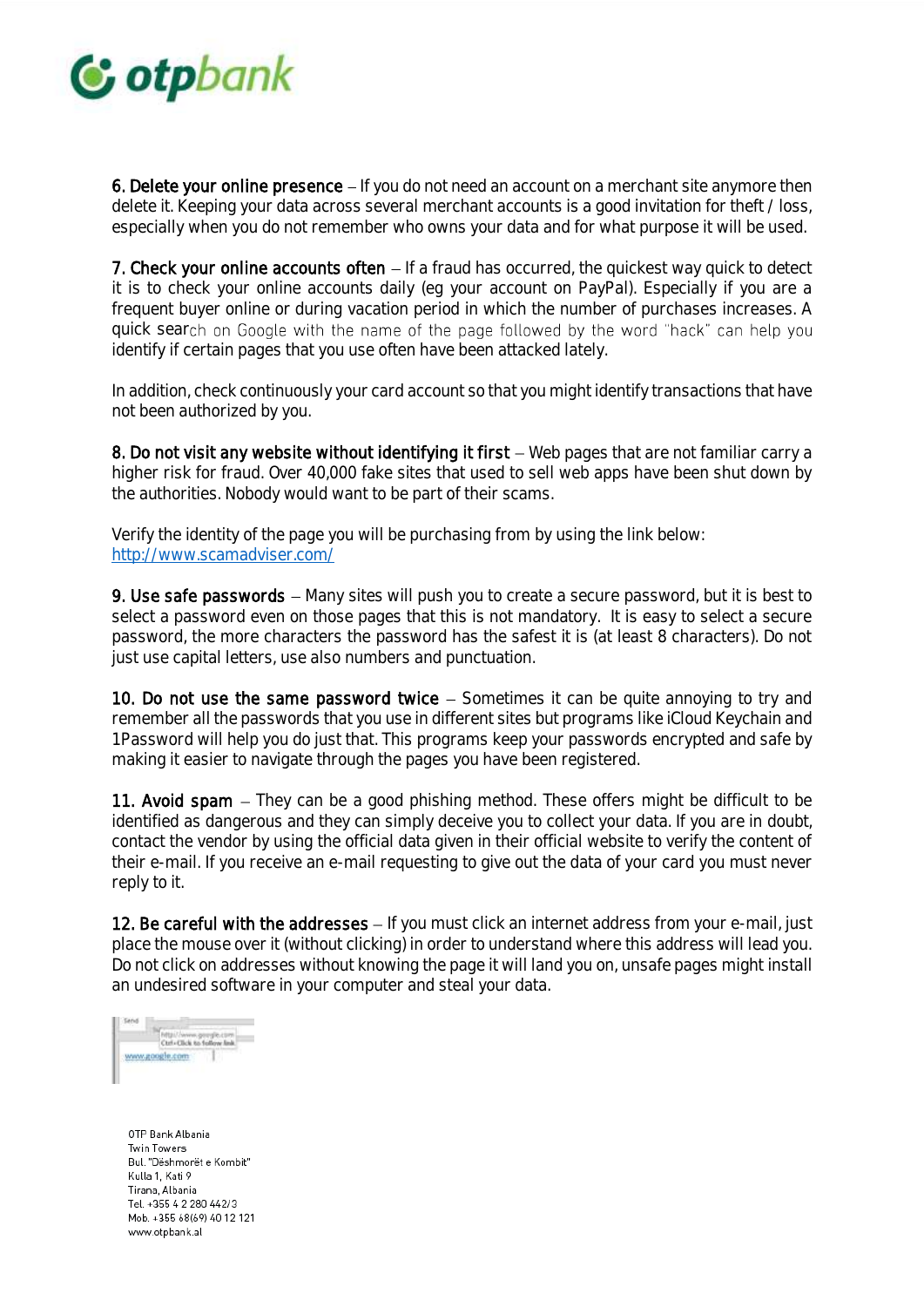**6. Delete your online presence** – If you do not need an account on a merchant site anymore then delete it. Keeping your data across several merchant accounts is a good invitation for theft / loss, especially when you do not remember who owns your data and for what purpose it will be used.

**7. Check your online accounts often** – If a fraud has occurred, the quickest way quick to detect it is to check your online accounts daily (eg your account on PayPal). Especially if you are a frequent buyer online or during vacation period in which the number of purchases increases. A quick search on Google with the name of the page followed by the word "hack" can help you identify if certain pages that you use often have been attacked lately.

In addition, check continuously your card account so that you might identify transactions that have not been authorized by you.

**8. Do not visit any website without identifying it first** – Web pages that are not familiar carry a higher risk for fraud. Over 40,000 fake sites that used to sell web apps have been shut down by the authorities. Nobody would want to be part of their scams.

Verify the identity of the page you will be purchasing from by using the link below:
http://www.scamadviser.com/

**9. Use safe passwords** – Many sites will push you to create a secure password, but it is best to select a password even on those pages that this is not mandatory. It is easy to select a secure password, the more characters the password has the safest it is (at least 8 characters). Do not just use capital letters, use also numbers and punctuation.

**10. Do not use the same password twice** – Sometimes it can be quite annoying to try and remember all the passwords that you use in different sites but programs like iCloud Keychain and 1Password will help you do just that. This programs keep your passwords encrypted and safe by making it easier to navigate through the pages you have been registered.

**11. Avoid spam** – They can be a good phishing method. These offers might be difficult to be identified as dangerous and they can simply deceive you to collect your data. If you are in doubt, contact the vendor by using the official data given in their official website to verify the content of their e-mail. If you receive an e-mail requesting to give out the data of your card you must never reply to it.

**12. Be careful with the addresses** – If you must click an internet address from your e-mail, just place the mouse over it (without clicking) in order to understand where this address will lead you. Do not click on addresses without knowing the page it will land you on, unsafe pages might install an undesired software in your computer and steal your data.

OTP Bank Albania
Twin Towers
Bul. "Dëshmorët e Kombit"
Kulla 1, Kati 9
Tirana, Albania
Tel. +355 4 2 280 442/3
Mob. +355 68(69) 40 12 121
www.otpbank.al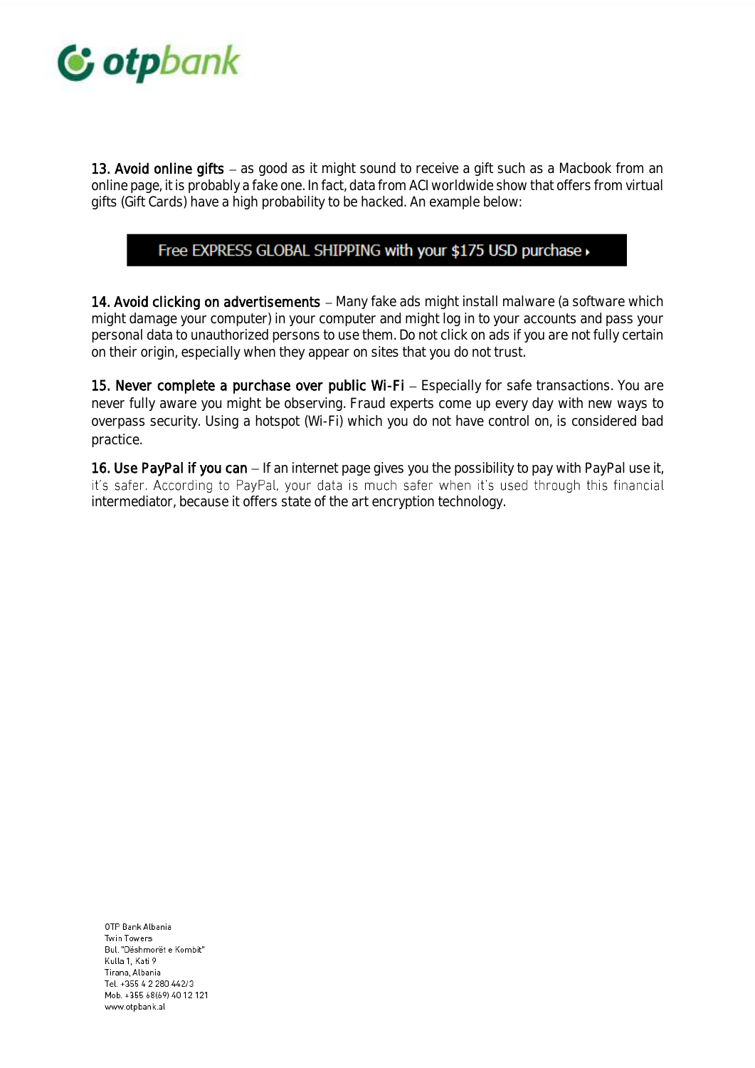**13. Avoid online gifts** – as good as it might sound to receive a gift such as a Macbook from an online page, it is probably a fake one. In fact, data from ACI worldwide show that offers from virtual gifts (Gift Cards) have a high probability to be hacked. An example below:

Free EXPRESS GLOBAL SHIPPING with your $175 USD purchase ▸

**14. Avoid clicking on advertisements** – Many fake ads might install malware (a software which might damage your computer) in your computer and might log in to your accounts and pass your personal data to unauthorized persons to use them. Do not click on ads if you are not fully certain on their origin, especially when they appear on sites that you do not trust.

**15. Never complete a purchase over public Wi-Fi** – Especially for safe transactions. You are never fully aware you might be observing. Fraud experts come up every day with new ways to overpass security. Using a hotspot (Wi-Fi) which you do not have control on, is considered bad practice.

**16. Use PayPal if you can** – If an internet page gives you the possibility to pay with PayPal use it, it's safer. According to PayPal, your data is much safer when it's used through this financial intermediator, because it offers state of the art encryption technology.

OTP Bank Albania
Twin Towers
Bul. "Dëshmorët e Kombit"
Kulla 1, Kati 9
Tirana, Albania
Tel. +355 4 2 280 442/3
Mob. +355 68(69) 40 12 121
www.otpbank.al